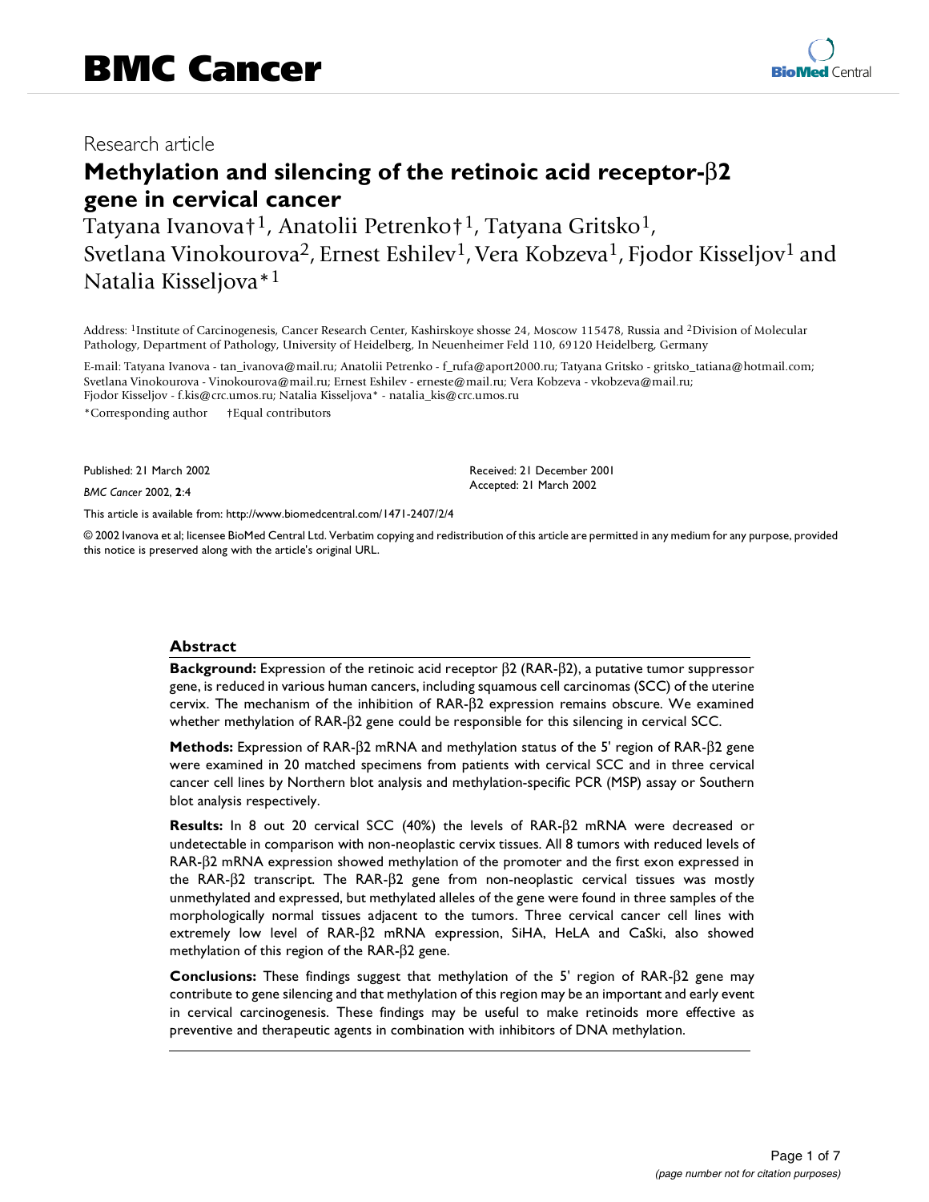# BMC Cancer

Research article

## Methylation and silencing of the retinoic acid receptor-β2 gene in cervical cancer

Tatyana Ivanova†[1], Anatolii Petrenko†[1], Tatyana Gritsko[1], Svetlana Vinokourova[2], Ernest Eshilev[1], Vera Kobzeva[1], Fjodor Kisseljov[1] and Natalia Kisseljova*[1]

Address: [1]Institute of Carcinogenesis, Cancer Research Center, Kashirskoye shosse 24, Moscow 115478, Russia and [2]Division of Molecular Pathology, Department of Pathology, University of Heidelberg, In Neuenheimer Feld 110, 69120 Heidelberg, Germany

E-mail: Tatyana Ivanova - tan_ivanova@mail.ru; Anatolii Petrenko - f_rufa@aport2000.ru; Tatyana Gritsko - gritsko_tatiana@hotmail.com; Svetlana Vinokourova - Vinokourova@mail.ru; Ernest Eshilev - erneste@mail.ru; Vera Kobzeva - vkobzeva@mail.ru; Fjodor Kisseljov - f.kis@crc.umos.ru; Natalia Kisseljova* - natalia_kis@crc.umos.ru

*Corresponding author †Equal contributors

Published: 21 March 2002

*BMC Cancer* 2002, **2**:4

Received: 21 December 2001
Accepted: 21 March 2002

This article is available from: http://www.biomedcentral.com/1471-2407/2/4

© 2002 Ivanova et al; licensee BioMed Central Ltd. Verbatim copying and redistribution of this article are permitted in any medium for any purpose, provided this notice is preserved along with the article's original URL.

### Abstract

**Background:** Expression of the retinoic acid receptor β2 (RAR-β2), a putative tumor suppressor gene, is reduced in various human cancers, including squamous cell carcinomas (SCC) of the uterine cervix. The mechanism of the inhibition of RAR-β2 expression remains obscure. We examined whether methylation of RAR-β2 gene could be responsible for this silencing in cervical SCC.

**Methods:** Expression of RAR-β2 mRNA and methylation status of the 5' region of RAR-β2 gene were examined in 20 matched specimens from patients with cervical SCC and in three cervical cancer cell lines by Northern blot analysis and methylation-specific PCR (MSP) assay or Southern blot analysis respectively.

**Results:** In 8 out 20 cervical SCC (40%) the levels of RAR-β2 mRNA were decreased or undetectable in comparison with non-neoplastic cervix tissues. All 8 tumors with reduced levels of RAR-β2 mRNA expression showed methylation of the promoter and the first exon expressed in the RAR-β2 transcript. The RAR-β2 gene from non-neoplastic cervical tissues was mostly unmethylated and expressed, but methylated alleles of the gene were found in three samples of the morphologically normal tissues adjacent to the tumors. Three cervical cancer cell lines with extremely low level of RAR-β2 mRNA expression, SiHA, HeLA and CaSki, also showed methylation of this region of the RAR-β2 gene.

**Conclusions:** These findings suggest that methylation of the 5' region of RAR-β2 gene may contribute to gene silencing and that methylation of this region may be an important and early event in cervical carcinogenesis. These findings may be useful to make retinoids more effective as preventive and therapeutic agents in combination with inhibitors of DNA methylation.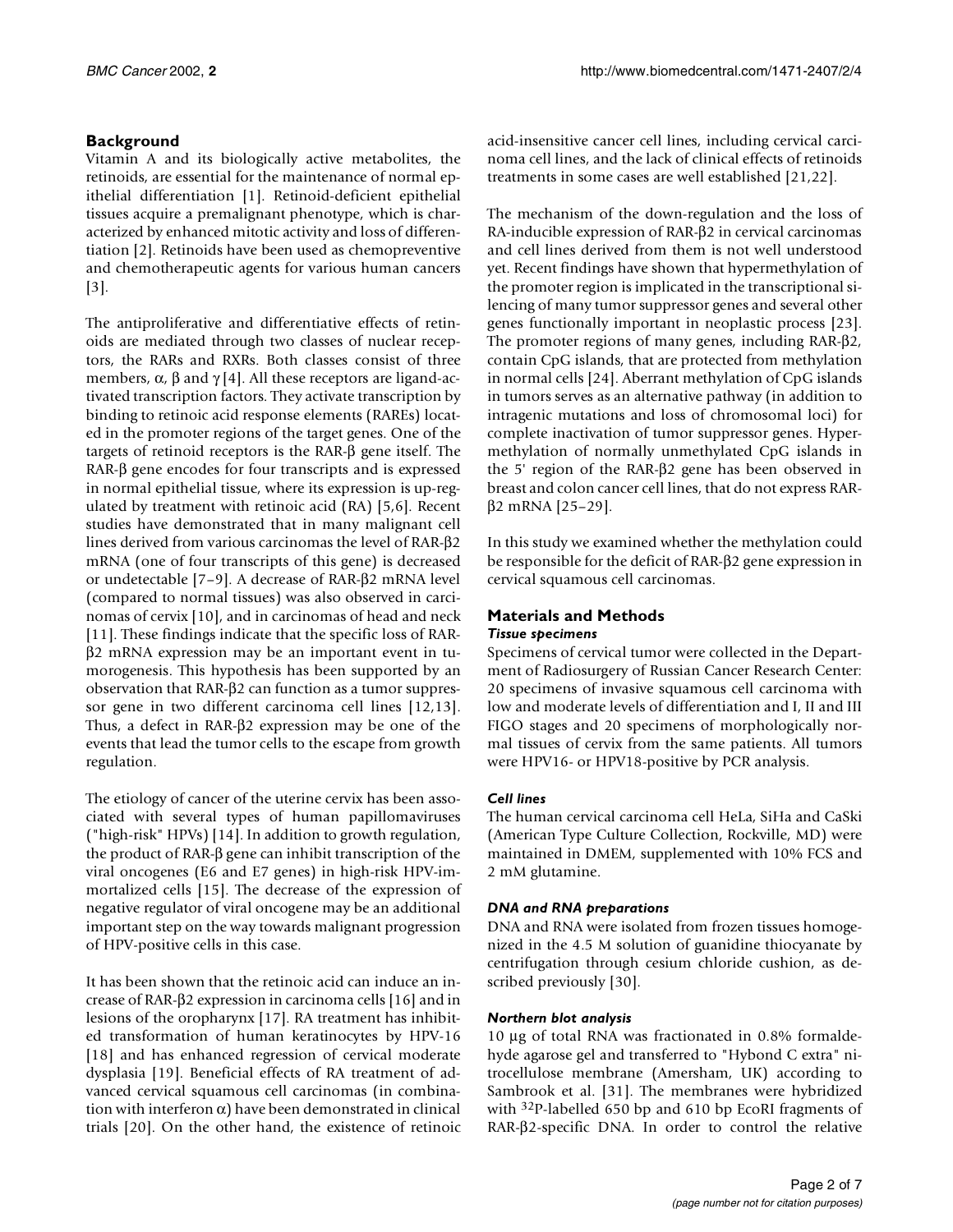## Background

Vitamin A and its biologically active metabolites, the retinoids, are essential for the maintenance of normal epithelial differentiation [1]. Retinoid-deficient epithelial tissues acquire a premalignant phenotype, which is characterized by enhanced mitotic activity and loss of differentiation [2]. Retinoids have been used as chemopreventive and chemotherapeutic agents for various human cancers [3].

The antiproliferative and differentiative effects of retinoids are mediated through two classes of nuclear receptors, the RARs and RXRs. Both classes consist of three members, α, β and γ [4]. All these receptors are ligand-activated transcription factors. They activate transcription by binding to retinoic acid response elements (RAREs) located in the promoter regions of the target genes. One of the targets of retinoid receptors is the RAR-β gene itself. The RAR-β gene encodes for four transcripts and is expressed in normal epithelial tissue, where its expression is up-regulated by treatment with retinoic acid (RA) [5,6]. Recent studies have demonstrated that in many malignant cell lines derived from various carcinomas the level of RAR-β2 mRNA (one of four transcripts of this gene) is decreased or undetectable [7–9]. A decrease of RAR-β2 mRNA level (compared to normal tissues) was also observed in carcinomas of cervix [10], and in carcinomas of head and neck [11]. These findings indicate that the specific loss of RAR-β2 mRNA expression may be an important event in tumorogenesis. This hypothesis has been supported by an observation that RAR-β2 can function as a tumor suppressor gene in two different carcinoma cell lines [12,13]. Thus, a defect in RAR-β2 expression may be one of the events that lead the tumor cells to the escape from growth regulation.

The etiology of cancer of the uterine cervix has been associated with several types of human papillomaviruses ("high-risk" HPVs) [14]. In addition to growth regulation, the product of RAR-β gene can inhibit transcription of the viral oncogenes (E6 and E7 genes) in high-risk HPV-immortalized cells [15]. The decrease of the expression of negative regulator of viral oncogene may be an additional important step on the way towards malignant progression of HPV-positive cells in this case.

It has been shown that the retinoic acid can induce an increase of RAR-β2 expression in carcinoma cells [16] and in lesions of the oropharynx [17]. RA treatment has inhibited transformation of human keratinocytes by HPV-16 [18] and has enhanced regression of cervical moderate dysplasia [19]. Beneficial effects of RA treatment of advanced cervical squamous cell carcinomas (in combination with interferon α) have been demonstrated in clinical trials [20]. On the other hand, the existence of retinoic acid-insensitive cancer cell lines, including cervical carcinoma cell lines, and the lack of clinical effects of retinoids treatments in some cases are well established [21,22].

The mechanism of the down-regulation and the loss of RA-inducible expression of RAR-β2 in cervical carcinomas and cell lines derived from them is not well understood yet. Recent findings have shown that hypermethylation of the promoter region is implicated in the transcriptional silencing of many tumor suppressor genes and several other genes functionally important in neoplastic process [23]. The promoter regions of many genes, including RAR-β2, contain CpG islands, that are protected from methylation in normal cells [24]. Aberrant methylation of CpG islands in tumors serves as an alternative pathway (in addition to intragenic mutations and loss of chromosomal loci) for complete inactivation of tumor suppressor genes. Hypermethylation of normally unmethylated CpG islands in the 5' region of the RAR-β2 gene has been observed in breast and colon cancer cell lines, that do not express RAR-β2 mRNA [25–29].

In this study we examined whether the methylation could be responsible for the deficit of RAR-β2 gene expression in cervical squamous cell carcinomas.

## Materials and Methods

### *Tissue specimens*

Specimens of cervical tumor were collected in the Department of Radiosurgery of Russian Cancer Research Center: 20 specimens of invasive squamous cell carcinoma with low and moderate levels of differentiation and I, II and III FIGO stages and 20 specimens of morphologically normal tissues of cervix from the same patients. All tumors were HPV16- or HPV18-positive by PCR analysis.

### *Cell lines*

The human cervical carcinoma cell HeLa, SiHa and CaSki (American Type Culture Collection, Rockville, MD) were maintained in DMEM, supplemented with 10% FCS and 2 mM glutamine.

### *DNA and RNA preparations*

DNA and RNA were isolated from frozen tissues homogenized in the 4.5 M solution of guanidine thiocyanate by centrifugation through cesium chloride cushion, as described previously [30].

### *Northern blot analysis*

10 μg of total RNA was fractionated in 0.8% formaldehyde agarose gel and transferred to "Hybond C extra" nitrocellulose membrane (Amersham, UK) according to Sambrook et al. [31]. The membranes were hybridized with $^{32}$P-labelled 650 bp and 610 bp EcoRI fragments of RAR-β2-specific DNA. In order to control the relative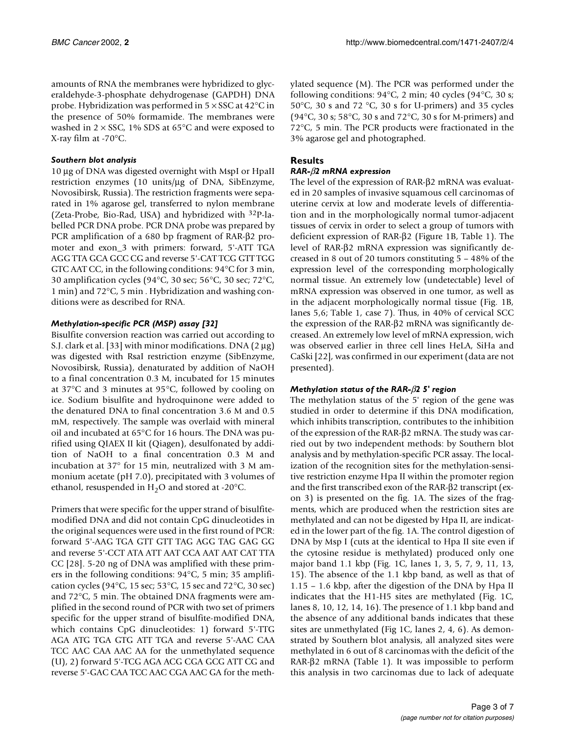amounts of RNA the membranes were hybridized to glyceraldehyde-3-phosphate dehydrogenase (GAPDH) DNA probe. Hybridization was performed in $5 \times SSC$ at 42°C in the presence of 50% formamide. The membranes were washed in $2 \times SSC$, 1% SDS at 65°C and were exposed to X-ray film at -70°C.

#### *Southern blot analysis*

10 µg of DNA was digested overnight with MspI or HpaII restriction enzymes (10 units/µg of DNA, SibEnzyme, Novosibirsk, Russia). The restriction fragments were separated in 1% agarose gel, transferred to nylon membrane (Zeta-Probe, Bio-Rad, USA) and hybridized with $^{32}P$-labelled PCR DNA probe. PCR DNA probe was prepared by PCR amplification of a 680 bp fragment of RAR-β2 promoter and exon_3 with primers: forward, 5'-ATT TGA AGG TTA GCA GCC CG and reverse 5'-CAT TCG GTT TGG GTC AAT CC, in the following conditions: 94°C for 3 min, 30 amplification cycles (94°C, 30 sec; 56°C, 30 sec; 72°C, 1 min) and 72°C, 5 min . Hybridization and washing conditions were as described for RNA.

#### *Methylation-specific PCR (MSP) assay [32]*

Bisulfite conversion reaction was carried out according to S.J. clark et al. [33] with minor modifications. DNA (2 µg) was digested with RsaI restriction enzyme (SibEnzyme, Novosibirsk, Russia), denaturated by addition of NaOH to a final concentration 0.3 M, incubated for 15 minutes at 37°C and 3 minutes at 95°C, followed by cooling on ice. Sodium bisulfite and hydroquinone were added to the denatured DNA to final concentration 3.6 M and 0.5 mM, respectively. The sample was overlaid with mineral oil and incubated at 65°C for 16 hours. The DNA was purified using QIAEX II kit (Qiagen), desulfonated by addition of NaOH to a final concentration 0.3 M and incubation at 37° for 15 min, neutralized with 3 M ammonium acetate (pH 7.0), precipitated with 3 volumes of ethanol, resuspended in $H_2O$ and stored at -20°C.

Primers that were specific for the upper strand of bisulfite-modified DNA and did not contain CpG dinucleotides in the original sequences were used in the first round of PCR: forward 5'-AAG TGA GTT GTT TAG AGG TAG GAG GG and reverse 5'-CCT ATA ATT AAT CCA AAT AAT CAT TTA CC [28]. 5-20 ng of DNA was amplified with these primers in the following conditions: 94°C, 5 min; 35 amplification cycles (94°C, 15 sec; 53°C, 15 sec and 72°C, 30 sec) and 72°C, 5 min. The obtained DNA fragments were amplified in the second round of PCR with two set of primers specific for the upper strand of bisulfite-modified DNA, which contains CpG dinucleotides: 1) forward 5'-TTG AGA ATG TGA GTG ATT TGA and reverse 5'-AAC CAA TCC AAC CAA AAC AA for the unmethylated sequence (U), 2) forward 5'-TCG AGA ACG CGA GCG ATT CG and reverse 5'-GAC CAA TCC AAC CGA AAC GA for the methylated sequence (M). The PCR was performed under the following conditions: 94°C, 2 min; 40 cycles (94°C, 30 s; 50°C, 30 s and 72 °C, 30 s for U-primers) and 35 cycles (94°C, 30 s; 58°C, 30 s and 72°C, 30 s for M-primers) and 72°C, 5 min. The PCR products were fractionated in the 3% agarose gel and photographed.

## Results

#### *RAR-β2 mRNA expression*

The level of the expression of RAR-β2 mRNA was evaluated in 20 samples of invasive squamous cell carcinomas of uterine cervix at low and moderate levels of differentiation and in the morphologically normal tumor-adjacent tissues of cervix in order to select a group of tumors with deficient expression of RAR-β2 (Figure 1B, Table 1). The level of RAR-β2 mRNA expression was significantly decreased in 8 out of 20 tumors constituting 5 – 48% of the expression level of the corresponding morphologically normal tissue. An extremely low (undetectable) level of mRNA expression was observed in one tumor, as well as in the adjacent morphologically normal tissue (Fig. 1B, lanes 5,6; Table 1, case 7). Thus, in 40% of cervical SCC the expression of the RAR-β2 mRNA was significantly decreased. An extremely low level of mRNA expression, wich was observed earlier in three cell lines HeLA, SiHa and CaSki [22], was confirmed in our experiment (data are not presented).

#### *Methylation status of the RAR-β2 5' region*

The methylation status of the 5' region of the gene was studied in order to determine if this DNA modification, which inhibits transcription, contributes to the inhibition of the expression of the RAR-β2 mRNA. The study was carried out by two independent methods: by Southern blot analysis and by methylation-specific PCR assay. The localization of the recognition sites for the methylation-sensitive restriction enzyme Hpa II within the promoter region and the first transcribed exon of the RAR-β2 transcript (exon 3) is presented on the fig. 1A. The sizes of the fragments, which are produced when the restriction sites are methylated and can not be digested by Hpa II, are indicated in the lower part of the fig. 1A. The control digestion of DNA by Msp I (cuts at the identical to Hpa II site even if the cytosine residue is methylated) produced only one major band 1.1 kbp (Fig. 1C, lanes 1, 3, 5, 7, 9, 11, 13, 15). The absence of the 1.1 kbp band, as well as that of 1.15 – 1.6 kbp, after the digestion of the DNA by Hpa II indicates that the H1-H5 sites are methylated (Fig. 1C, lanes 8, 10, 12, 14, 16). The presence of 1.1 kbp band and the absence of any additional bands indicates that these sites are unmethylated (Fig 1C, lanes 2, 4, 6). As demonstrated by Southern blot analysis, all analyzed sites were methylated in 6 out of 8 carcinomas with the deficit of the RAR-β2 mRNA (Table 1). It was impossible to perform this analysis in two carcinomas due to lack of adequate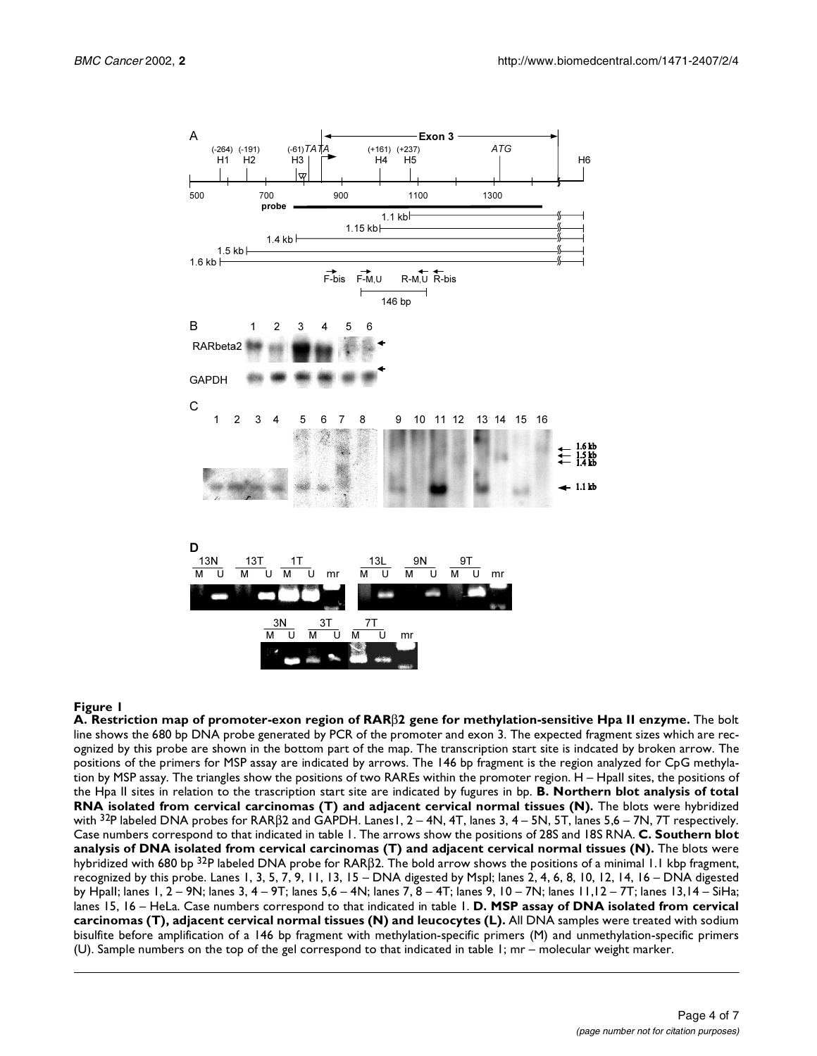**Figure 1**

**A. Restriction map of promoter-exon region of RARβ2 gene for methylation-sensitive Hpa II enzyme.** The bolt line shows the 680 bp DNA probe generated by PCR of the promoter and exon 3. The expected fragment sizes which are recognized by this probe are shown in the bottom part of the map. The transcription start site is indcated by broken arrow. The positions of the primers for MSP assay are indicated by arrows. The 146 bp fragment is the region analyzed for CpG methylation by MSP assay. The triangles show the positions of two RAREs within the promoter region. H – HpaII sites, the positions of the Hpa II sites in relation to the trascription start site are indicated by fugures in bp. **B. Northern blot analysis of total RNA isolated from cervical carcinomas (T) and adjacent cervical normal tissues (N).** The blots were hybridized with $^{32}$P labeled DNA probes for RARβ2 and GAPDH. Lanes1, 2 – 4N, 4T, lanes 3, 4 – 5N, 5T, lanes 5,6 – 7N, 7T respectively. Case numbers correspond to that indicated in table 1. The arrows show the positions of 28S and 18S RNA. **C. Southern blot analysis of DNA isolated from cervical carcinomas (T) and adjacent cervical normal tissues (N).** The blots were hybridized with 680 bp $^{32}$P labeled DNA probe for RARβ2. The bold arrow shows the positions of a minimal 1.1 kbp fragment, recognized by this probe. Lanes 1, 3, 5, 7, 9, 11, 13, 15 – DNA digested by MspI; lanes 2, 4, 6, 8, 10, 12, 14, 16 – DNA digested by HpaII; lanes 1, 2 – 9N; lanes 3, 4 – 9T; lanes 5,6 – 4N; lanes 7, 8 – 4T; lanes 9, 10 – 7N; lanes 11,12 – 7T; lanes 13,14 – SiHa; lanes 15, 16 – HeLa. Case numbers correspond to that indicated in table 1. **D. MSP assay of DNA isolated from cervical carcinomas (T), adjacent cervical normal tissues (N) and leucocytes (L).** All DNA samples were treated with sodium bisulfite before amplification of a 146 bp fragment with methylation-specific primers (M) and unmethylation-specific primers (U). Sample numbers on the top of the gel correspond to that indicated in table 1; mr – molecular weight marker.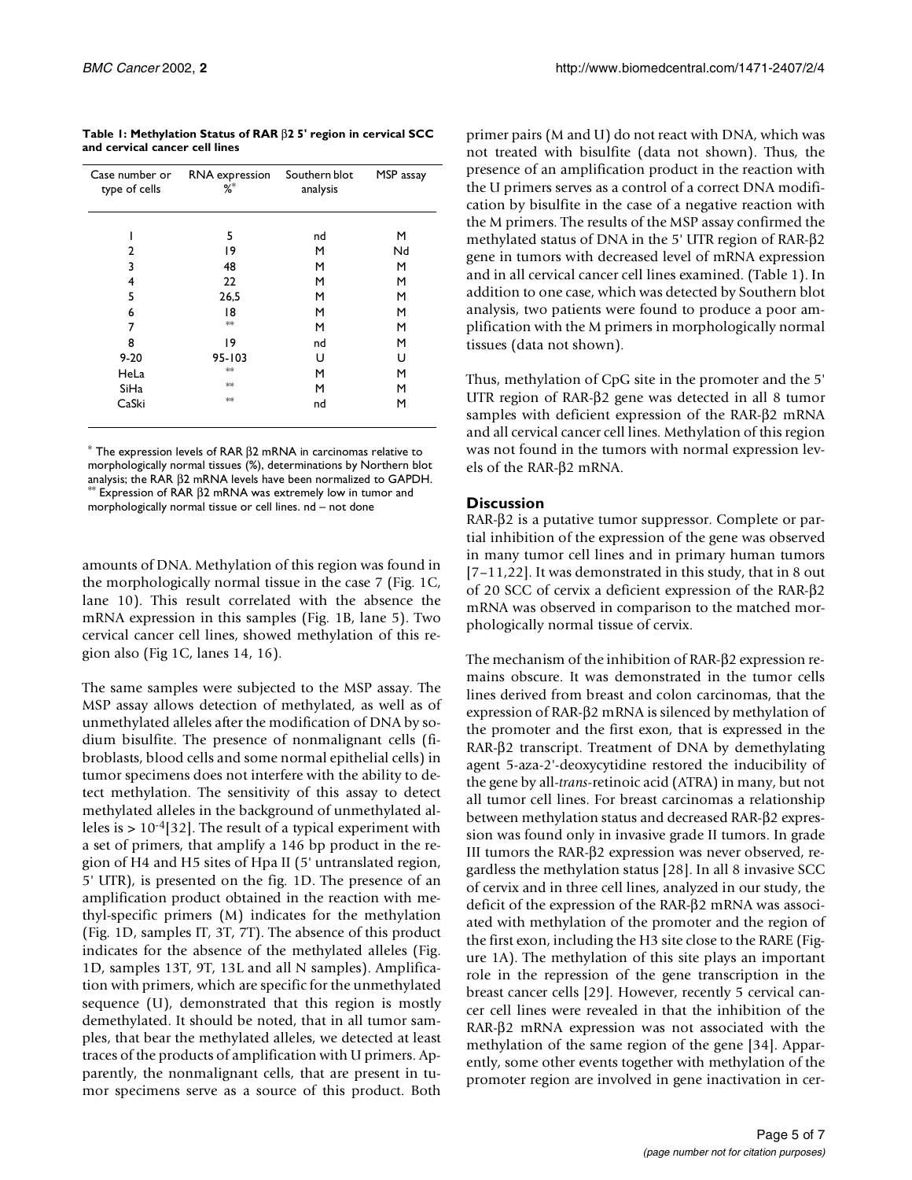**Table 1: Methylation Status of RAR β2 5' region in cervical SCC and cervical cancer cell lines**

| Case number or type of cells | RNA expression %* | Southern blot analysis | MSP assay |
| --- | --- | --- | --- |
| 1 | 5 | nd | M |
| 2 | 19 | M | Nd |
| 3 | 48 | M | M |
| 4 | 22 | M | M |
| 5 | 26,5 | M | M |
| 6 | 18 | M | M |
| 7 | ** | M | M |
| 8 | 19 | nd | M |
| 9-20 | 95-103 | U | U |
| HeLa | ** | M | M |
| SiHa | ** | M | M |
| CaSki | ** | nd | M |

* The expression levels of RAR β2 mRNA in carcinomas relative to morphologically normal tissues (%), determinations by Northern blot analysis; the RAR β2 mRNA levels have been normalized to GAPDH. ** Expression of RAR β2 mRNA was extremely low in tumor and morphologically normal tissue or cell lines. nd – not done

amounts of DNA. Methylation of this region was found in the morphologically normal tissue in the case 7 (Fig. 1C, lane 10). This result correlated with the absence the mRNA expression in this samples (Fig. 1B, lane 5). Two cervical cancer cell lines, showed methylation of this region also (Fig 1C, lanes 14, 16).

The same samples were subjected to the MSP assay. The MSP assay allows detection of methylated, as well as of unmethylated alleles after the modification of DNA by sodium bisulfite. The presence of nonmalignant cells (fibroblasts, blood cells and some normal epithelial cells) in tumor specimens does not interfere with the ability to detect methylation. The sensitivity of this assay to detect methylated alleles in the background of unmethylated alleles is > $10^{-4}$[32]. The result of a typical experiment with a set of primers, that amplify a 146 bp product in the region of H4 and H5 sites of Hpa II (5' untranslated region, 5' UTR), is presented on the fig. 1D. The presence of an amplification product obtained in the reaction with methyl-specific primers (M) indicates for the methylation (Fig. 1D, samples IT, 3T, 7T). The absence of this product indicates for the absence of the methylated alleles (Fig. 1D, samples 13T, 9T, 13L and all N samples). Amplification with primers, which are specific for the unmethylated sequence (U), demonstrated that this region is mostly demethylated. It should be noted, that in all tumor samples, that bear the methylated alleles, we detected at least traces of the products of amplification with U primers. Apparently, the nonmalignant cells, that are present in tumor specimens serve as a source of this product. Both primer pairs (M and U) do not react with DNA, which was not treated with bisulfite (data not shown). Thus, the presence of an amplification product in the reaction with the U primers serves as a control of a correct DNA modification by bisulfite in the case of a negative reaction with the M primers. The results of the MSP assay confirmed the methylated status of DNA in the 5' UTR region of RAR-β2 gene in tumors with decreased level of mRNA expression and in all cervical cancer cell lines examined. (Table 1). In addition to one case, which was detected by Southern blot analysis, two patients were found to produce a poor amplification with the M primers in morphologically normal tissues (data not shown).

Thus, methylation of CpG site in the promoter and the 5' UTR region of RAR-β2 gene was detected in all 8 tumor samples with deficient expression of the RAR-β2 mRNA and all cervical cancer cell lines. Methylation of this region was not found in the tumors with normal expression levels of the RAR-β2 mRNA.

## Discussion

RAR-β2 is a putative tumor suppressor. Complete or partial inhibition of the expression of the gene was observed in many tumor cell lines and in primary human tumors [7–11,22]. It was demonstrated in this study, that in 8 out of 20 SCC of cervix a deficient expression of the RAR-β2 mRNA was observed in comparison to the matched morphologically normal tissue of cervix.

The mechanism of the inhibition of RAR-β2 expression remains obscure. It was demonstrated in the tumor cells lines derived from breast and colon carcinomas, that the expression of RAR-β2 mRNA is silenced by methylation of the promoter and the first exon, that is expressed in the RAR-β2 transcript. Treatment of DNA by demethylating agent 5-aza-2'-deoxycytidine restored the inducibility of the gene by all-*trans*-retinoic acid (ATRA) in many, but not all tumor cell lines. For breast carcinomas a relationship between methylation status and decreased RAR-β2 expression was found only in invasive grade II tumors. In grade III tumors the RAR-β2 expression was never observed, regardless the methylation status [28]. In all 8 invasive SCC of cervix and in three cell lines, analyzed in our study, the deficit of the expression of the RAR-β2 mRNA was associated with methylation of the promoter and the region of the first exon, including the H3 site close to the RARE (Figure 1A). The methylation of this site plays an important role in the repression of the gene transcription in the breast cancer cells [29]. However, recently 5 cervical cancer cell lines were revealed in that the inhibition of the RAR-β2 mRNA expression was not associated with the methylation of the same region of the gene [34]. Apparently, some other events together with methylation of the promoter region are involved in gene inactivation in cer-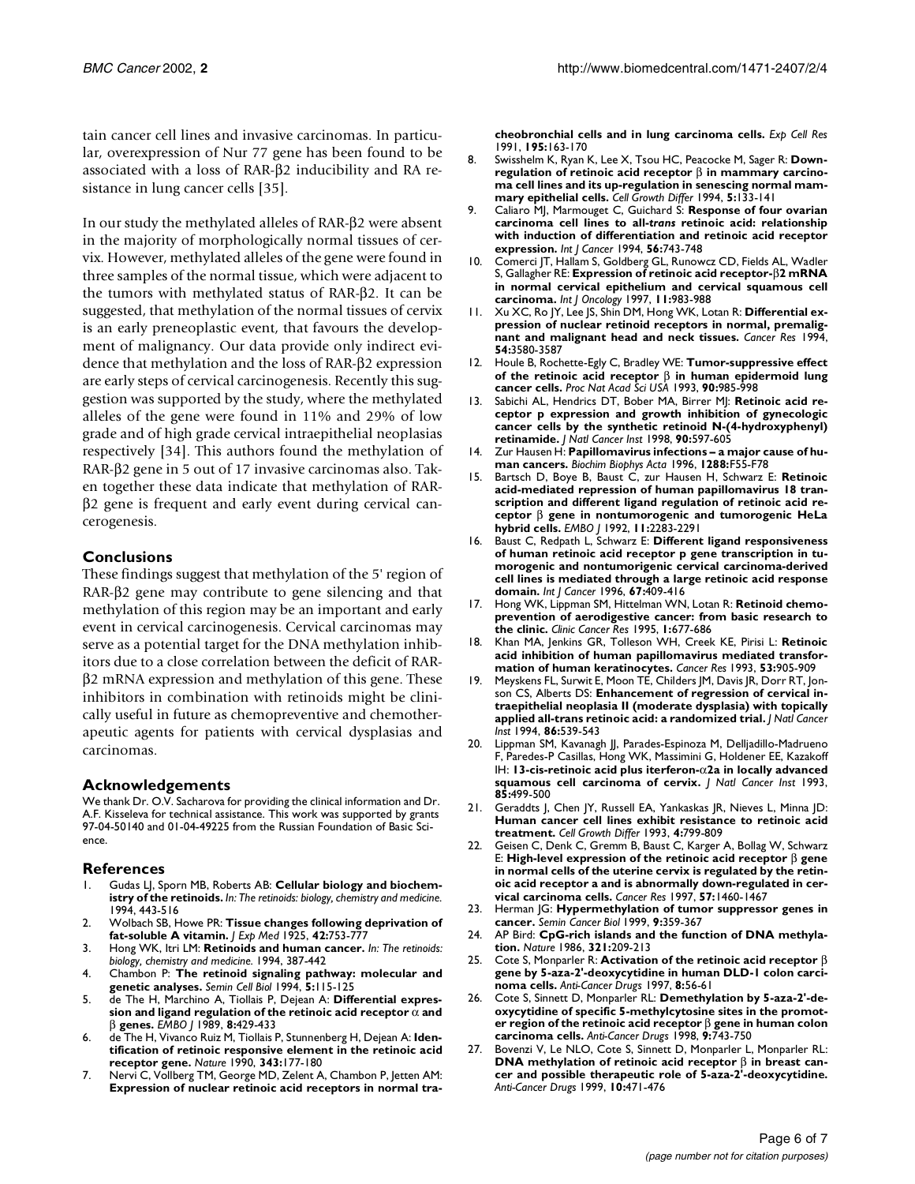tain cancer cell lines and invasive carcinomas. In particular, overexpression of Nur 77 gene has been found to be associated with a loss of RAR-β2 inducibility and RA resistance in lung cancer cells [35].

In our study the methylated alleles of RAR-β2 were absent in the majority of morphologically normal tissues of cervix. However, methylated alleles of the gene were found in three samples of the normal tissue, which were adjacent to the tumors with methylated status of RAR-β2. It can be suggested, that methylation of the normal tissues of cervix is an early preneoplastic event, that favours the development of malignancy. Our data provide only indirect evidence that methylation and the loss of RAR-β2 expression are early steps of cervical carcinogenesis. Recently this suggestion was supported by the study, where the methylated alleles of the gene were found in 11% and 29% of low grade and of high grade cervical intraepithelial neoplasias respectively [34]. This authors found the methylation of RAR-β2 gene in 5 out of 17 invasive carcinomas also. Taken together these data indicate that methylation of RAR-β2 gene is frequent and early event during cervical cancerogenesis.

## Conclusions

These findings suggest that methylation of the 5' region of RAR-β2 gene may contribute to gene silencing and that methylation of this region may be an important and early event in cervical carcinogenesis. Cervical carcinomas may serve as a potential target for the DNA methylation inhibitors due to a close correlation between the deficit of RAR-β2 mRNA expression and methylation of this gene. These inhibitors in combination with retinoids might be clinically useful in future as chemopreventive and chemotherapeutic agents for patients with cervical dysplasias and carcinomas.

## Acknowledgements

We thank Dr. O.V. Sacharova for providing the clinical information and Dr. A.F. Kisseleva for technical assistance. This work was supported by grants 97-04-50140 and 01-04-49225 from the Russian Foundation of Basic Science.

## References

1. Gudas LJ, Sporn MB, Roberts AB: **Cellular biology and biochemistry of the retinoids.** *In: The retinoids: biology, chemistry and medicine.* 1994, 443-516
2. Wolbach SB, Howe PR: **Tissue changes following deprivation of fat-soluble A vitamin.** *J Exp Med* 1925, **42:**753-777
3. Hong WK, Itri LM: **Retinoids and human cancer.** *In: The retinoids: biology, chemistry and medicine.* 1994, 387-442
4. Chambon P: **The retinoid signaling pathway: molecular and genetic analyses.** *Semin Cell Biol* 1994, **5:**115-125
5. de The H, Marchino A, Tiollais P, Dejean A: **Differential expression and ligand regulation of the retinoic acid receptor α and β genes.** *EMBO J* 1989, **8:**429-433
6. de The H, Vivanco Ruiz M, Tiollais P, Stunnenberg H, Dejean A: **Identification of retinoic responsive element in the retinoic acid receptor gene.** *Nature* 1990, **343:**177-180
7. Nervi C, Vollberg TM, George MD, Zelent A, Chambon P, Jetten AM: **Expression of nuclear retinoic acid receptors in normal tracheobronchial cells and in lung carcinoma cells.** *Exp Cell Res* 1991, **195:**163-170
8. Swisshelm K, Ryan K, Lee X, Tsou HC, Peacocke M, Sager R: **Down-regulation of retinoic acid receptor β in mammary carcinoma cell lines and its up-regulation in senescing normal mammary epithelial cells.** *Cell Growth Differ* 1994, **5:**133-141
9. Caliaro MJ, Marmouget C, Guichard S: **Response of four ovarian carcinoma cell lines to all-*trans* retinoic acid: relationship with induction of differentiation and retinoic acid receptor expression.** *Int J Cancer* 1994, **56:**743-748
10. Comerci JT, Hallam S, Goldberg GL, Runowcz CD, Fields AL, Wadler S, Gallagher RE: **Expression of retinoic acid receptor-β2 mRNA in normal cervical epithelium and cervical squamous cell carcinoma.** *Int J Oncology* 1997, **11:**983-988
11. Xu XC, Ro JY, Lee JS, Shin DM, Hong WK, Lotan R: **Differential expression of nuclear retinoid receptors in normal, premalignant and malignant head and neck tissues.** *Cancer Res* 1994, **54:**3580-3587
12. Houle B, Rochette-Egly C, Bradley WE: **Tumor-suppressive effect of the retinoic acid receptor β in human epidermoid lung cancer cells.** *Proc Nat Acad Sci USA* 1993, **90:**985-998
13. Sabichi AL, Hendrics DT, Bober MA, Birrer MJ: **Retinoic acid receptor p expression and growth inhibition of gynecologic cancer cells by the synthetic retinoid N-(4-hydroxyphenyl) retinamide.** *J Natl Cancer Inst* 1998, **90:**597-605
14. Zur Hausen H: **Papillomavirus infections – a major cause of human cancers.** *Biochim Biophys Acta* 1996, **1288:**F55-F78
15. Bartsch D, Boye B, Baust C, zur Hausen H, Schwarz E: **Retinoic acid-mediated repression of human papillomavirus 18 transcription and different ligand regulation of retinoic acid receptor β gene in nontumorogenic and tumorogenic HeLa hybrid cells.** *EMBO J* 1992, **11:**2283-2291
16. Baust C, Redpath L, Schwarz E: **Different ligand responsiveness of human retinoic acid receptor p gene transcription in tumorogenic and nontumorigenic cervical carcinoma-derived cell lines is mediated through a large retinoic acid response domain.** *Int J Cancer* 1996, **67:**409-416
17. Hong WK, Lippman SM, Hittelman WN, Lotan R: **Retinoid chemoprevention of aerodigestive cancer: from basic research to the clinic.** *Clinic Cancer Res* 1995, **1:**677-686
18. Khan MA, Jenkins GR, Tolleson WH, Creek KE, Pirisi L: **Retinoic acid inhibition of human papillomavirus mediated transformation of human keratinocytes.** *Cancer Res* 1993, **53:**905-909
19. Meyskens FL, Surwit E, Moon TE, Childers JM, Davis JR, Dorr RT, Jonson CS, Alberts DS: **Enhancement of regression of cervical intraepithelial neoplasia II (moderate dysplasia) with topically applied all-trans retinoic acid: a randomized trial.** *J Natl Cancer Inst* 1994, **86:**539-543
20. Lippman SM, Kavanagh JJ, Parades-Espinoza M, Delljadillo-Madrueno F, Paredes-P Casillas, Hong WK, Massimini G, Holdener EE, Kazakoff IH: **13-cis-retinoic acid plus iterferon-α2a in locally advanced squamous cell carcinoma of cervix.** *J Natl Cancer Inst* 1993, **85:**499-500
21. Geraddts J, Chen JY, Russell EA, Yankaskas JR, Nieves L, Minna JD: **Human cancer cell lines exhibit resistance to retinoic acid treatment.** *Cell Growth Differ* 1993, **4:**799-809
22. Geisen C, Denk C, Gremm B, Baust C, Karger A, Bollag W, Schwarz E: **High-level expression of the retinoic acid receptor β gene in normal cells of the uterine cervix is regulated by the retinoic acid receptor a and is abnormally down-regulated in cervical carcinoma cells.** *Cancer Res* 1997, **57:**1460-1467
23. Herman JG: **Hypermethylation of tumor suppressor genes in cancer.** *Semin Cancer Biol* 1999, **9:**359-367
24. AP Bird: **CpG-rich islands and the function of DNA methylation.** *Nature* 1986, **321:**209-213
25. Cote S, Monparler R: **Activation of the retinoic acid receptor β gene by 5-aza-2'-deoxycytidine in human DLD-1 colon carcinoma cells.** *Anti-Cancer Drugs* 1997, **8:**56-61
26. Cote S, Sinnett D, Monparler RL: **Demethylation by 5-aza-2'-deoxycytidine of specific 5-methylcytosine sites in the promoter region of the retinoic acid receptor β gene in human colon carcinoma cells.** *Anti-Cancer Drugs* 1998, **9:**743-750
27. Bovenzi V, Le NLO, Cote S, Sinnett D, Monparler L, Monparler RL: **DNA methylation of retinoic acid receptor β in breast cancer and possible therapeutic role of 5-aza-2'-deoxycytidine.** *Anti-Cancer Drugs* 1999, **10:**471-476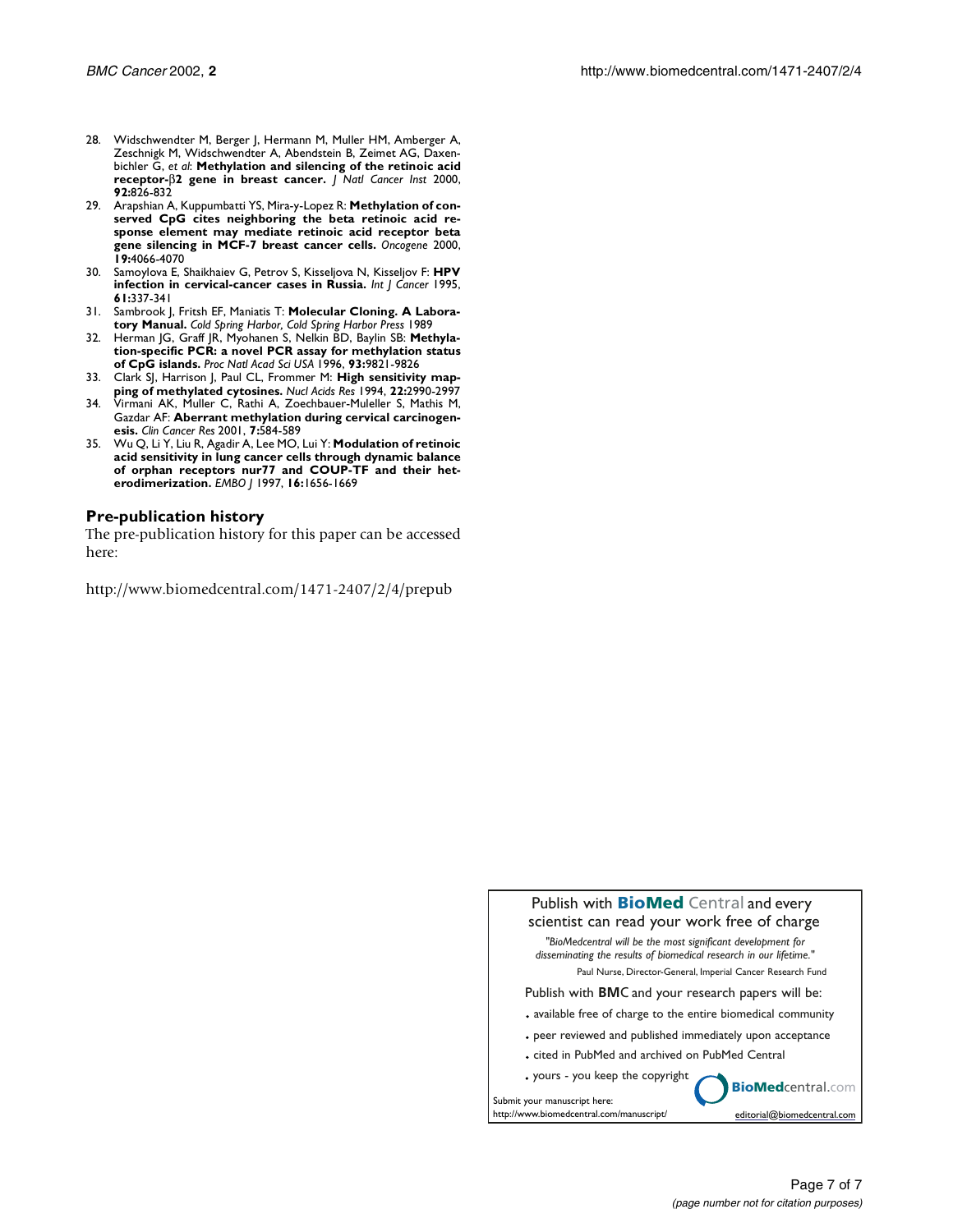28. Widschwendter M, Berger J, Hermann M, Muller HM, Amberger A, Zeschnigk M, Widschwendter A, Abendstein B, Zeimet AG, Daxenbichler G, *et al*: **Methylation and silencing of the retinoic acid receptor-β2 gene in breast cancer.** *J Natl Cancer Inst* 2000, **92:**826-832
29. Arapshian A, Kuppumbatti YS, Mira-y-Lopez R: **Methylation of conserved CpG cites neighboring the beta retinoic acid response element may mediate retinoic acid receptor beta gene silencing in MCF-7 breast cancer cells.** *Oncogene* 2000, **19:**4066-4070
30. Samoylova E, Shaikhaiev G, Petrov S, Kisseljova N, Kisseljov F: **HPV infection in cervical-cancer cases in Russia.** *Int J Cancer* 1995, **61:**337-341
31. Sambrook J, Fritsh EF, Maniatis T: **Molecular Cloning. A Laboratory Manual.** *Cold Spring Harbor, Cold Spring Harbor Press* 1989
32. Herman JG, Graff JR, Myohanen S, Nelkin BD, Baylin SB: **Methylation-specific PCR: a novel PCR assay for methylation status of CpG islands.** *Proc Natl Acad Sci USA* 1996, **93:**9821-9826
33. Clark SJ, Harrison J, Paul CL, Frommer M: **High sensitivity mapping of methylated cytosines.** *Nucl Acids Res* 1994, **22:**2990-2997
34. Virmani AK, Muller C, Rathi A, Zoechbauer-Muleller S, Mathis M, Gazdar AF: **Aberrant methylation during cervical carcinogenesis.** *Clin Cancer Res* 2001, **7:**584-589
35. Wu Q, Li Y, Liu R, Agadir A, Lee MO, Lui Y: **Modulation of retinoic acid sensitivity in lung cancer cells through dynamic balance of orphan receptors nur77 and COUP-TF and their heterodimerization.** *EMBO J* 1997, **16:**1656-1669

## Pre-publication history

The pre-publication history for this paper can be accessed here:

http://www.biomedcentral.com/1471-2407/2/4/prepub

Publish with **BioMed** Central and every scientist can read your work free of charge

*"BioMedcentral will be the most significant development for disseminating the results of biomedical research in our lifetime."*

Paul Nurse, Director-General, Imperial Cancer Research Fund

Publish with **BMC** and your research papers will be:

- available free of charge to the entire biomedical community
- peer reviewed and published immediately upon acceptance
- cited in PubMed and archived on PubMed Central
- yours - you keep the copyright

Submit your manuscript here:
http://www.biomedcentral.com/manuscript/

**BioMed**central.com

editorial@biomedcentral.com